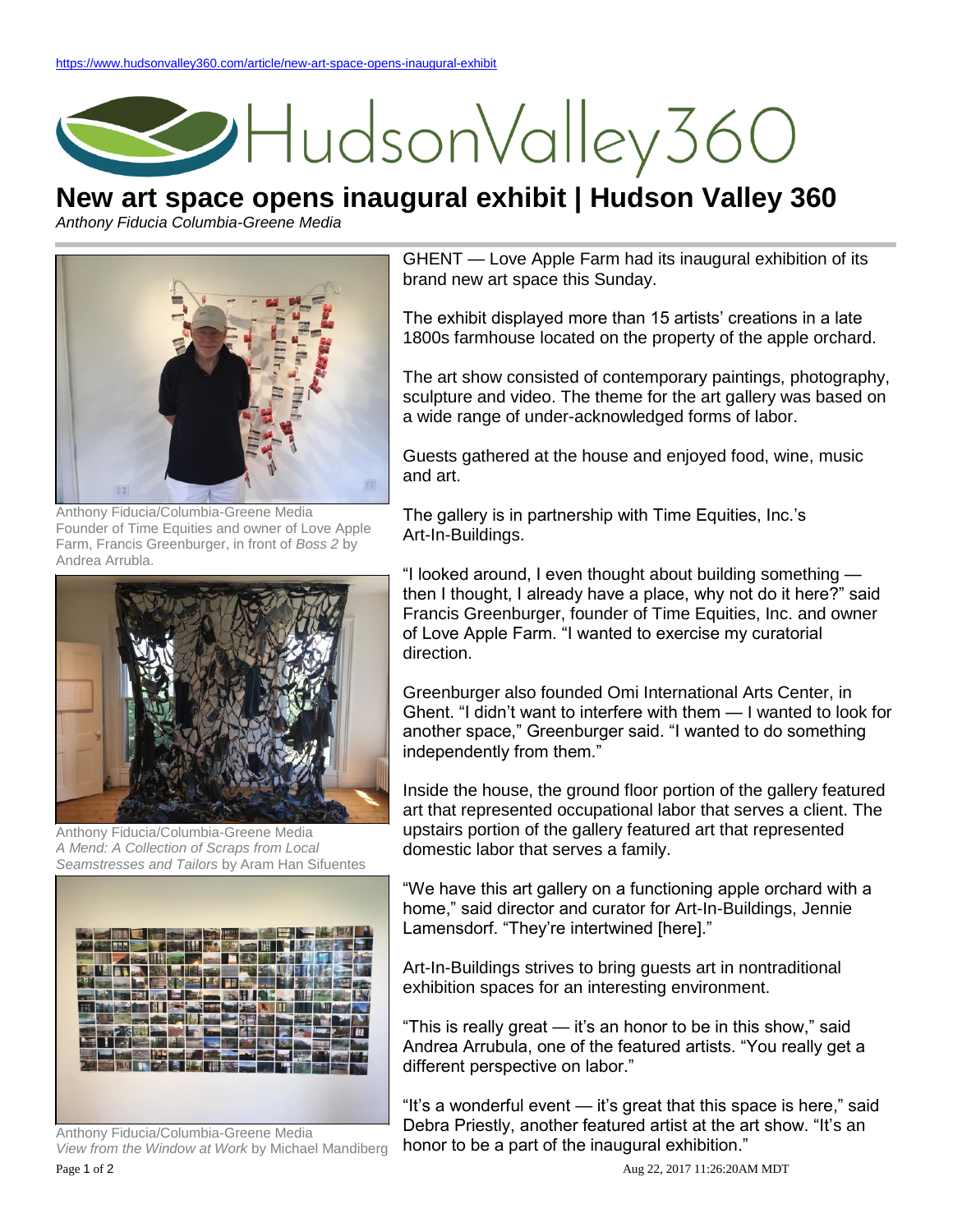https://www.hudsonvalley360.com/article/new-art-space-opens-inaugural-exhibit

# New art space opens inaugural exhibit | Hudson Valley 360

*Anthony Fiducia Columbia-Greene Media*

Anthony Fiducia/Columbia-Greene Media
Founder of Time Equities and owner of Love Apple Farm, Francis Greenburger, in front of *Boss 2* by Andrea Arrubla.

Anthony Fiducia/Columbia-Greene Media
*A Mend: A Collection of Scraps from Local Seamstresses and Tailors* by Aram Han Sifuentes

Anthony Fiducia/Columbia-Greene Media
*View from the Window at Work* by Michael Mandiberg

GHENT — Love Apple Farm had its inaugural exhibition of its brand new art space this Sunday.

The exhibit displayed more than 15 artists' creations in a late 1800s farmhouse located on the property of the apple orchard.

The art show consisted of contemporary paintings, photography, sculpture and video. The theme for the art gallery was based on a wide range of under-acknowledged forms of labor.

Guests gathered at the house and enjoyed food, wine, music and art.

The gallery is in partnership with Time Equities, Inc.'s Art-In-Buildings.

"I looked around, I even thought about building something — then I thought, I already have a place, why not do it here?" said Francis Greenburger, founder of Time Equities, Inc. and owner of Love Apple Farm. "I wanted to exercise my curatorial direction.

Greenburger also founded Omi International Arts Center, in Ghent. "I didn't want to interfere with them — I wanted to look for another space," Greenburger said. "I wanted to do something independently from them."

Inside the house, the ground floor portion of the gallery featured art that represented occupational labor that serves a client. The upstairs portion of the gallery featured art that represented domestic labor that serves a family.

"We have this art gallery on a functioning apple orchard with a home," said director and curator for Art-In-Buildings, Jennie Lamensdorf. "They're intertwined [here]."

Art-In-Buildings strives to bring guests art in nontraditional exhibition spaces for an interesting environment.

"This is really great — it's an honor to be in this show," said Andrea Arrubula, one of the featured artists. "You really get a different perspective on labor."

"It's a wonderful event — it's great that this space is here," said Debra Priestly, another featured artist at the art show. "It's an honor to be a part of the inaugural exhibition."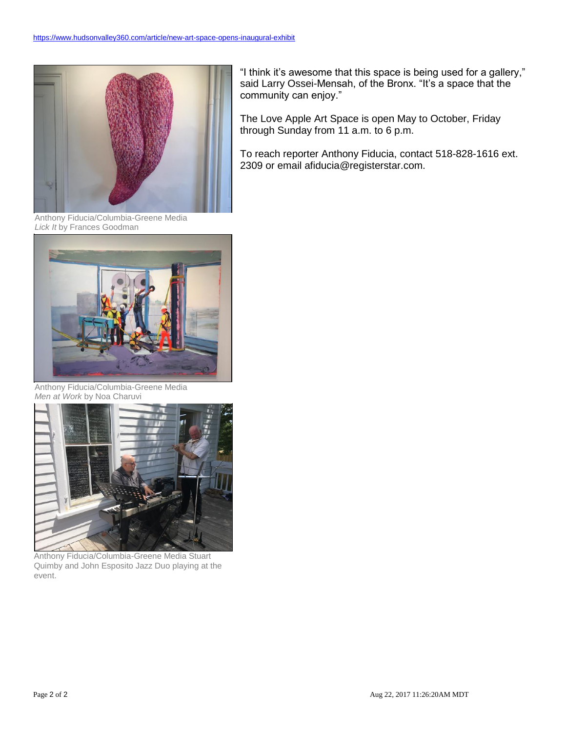https://www.hudsonvalley360.com/article/new-art-space-opens-inaugural-exhibit

Anthony Fiducia/Columbia-Greene Media
*Lick It* by Frances Goodman

Anthony Fiducia/Columbia-Greene Media
*Men at Work* by Noa Charuvi

Anthony Fiducia/Columbia-Greene Media Stuart Quimby and John Esposito Jazz Duo playing at the event.

"I think it's awesome that this space is being used for a gallery," said Larry Ossei-Mensah, of the Bronx. "It's a space that the community can enjoy."

The Love Apple Art Space is open May to October, Friday through Sunday from 11 a.m. to 6 p.m.

To reach reporter Anthony Fiducia, contact 518-828-1616 ext. 2309 or email afiducia@registerstar.com.